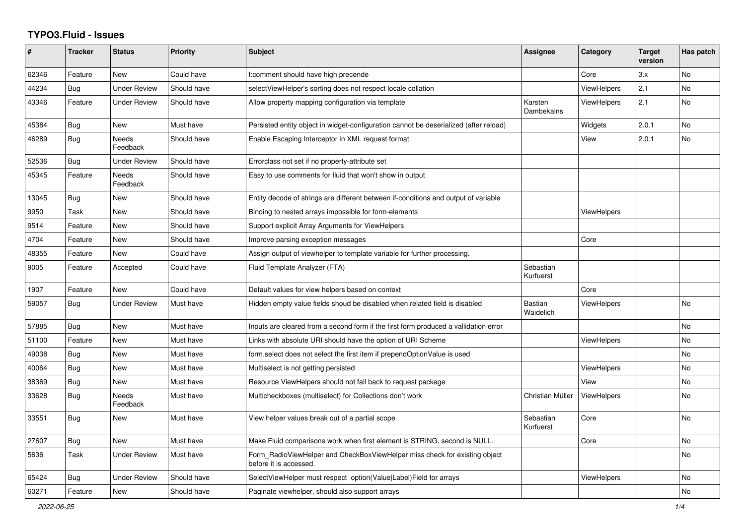# TYPO3.Fluid - Issues

| # | Tracker | Status | Priority | Subject | Assignee | Category | Target version | Has patch |
|---|---|---|---|---|---|---|---|---|
| 62346 | Feature | New | Could have | f:comment should have high precende | | Core | 3.x | No |
| 44234 | Bug | Under Review | Should have | selectViewHelper's sorting does not respect locale collation | | ViewHelpers | 2.1 | No |
| 43346 | Feature | Under Review | Should have | Allow property mapping configuration via template | Karsten Dambekalns | ViewHelpers | 2.1 | No |
| 45384 | Bug | New | Must have | Persisted entity object in widget-configuration cannot be deserialized (after reload) | | Widgets | 2.0.1 | No |
| 46289 | Bug | Needs Feedback | Should have | Enable Escaping Interceptor in XML request format | | View | 2.0.1 | No |
| 52536 | Bug | Under Review | Should have | Errorclass not set if no property-attribute set | | | | |
| 45345 | Feature | Needs Feedback | Should have | Easy to use comments for fluid that won't show in output | | | | |
| 13045 | Bug | New | Should have | Entity decode of strings are different between if-conditions and output of variable | | | | |
| 9950 | Task | New | Should have | Binding to nested arrays impossible for form-elements | | ViewHelpers | | |
| 9514 | Feature | New | Should have | Support explicit Array Arguments for ViewHelpers | | | | |
| 4704 | Feature | New | Should have | Improve parsing exception messages | | Core | | |
| 48355 | Feature | New | Could have | Assign output of viewhelper to template variable for further processing. | | | | |
| 9005 | Feature | Accepted | Could have | Fluid Template Analyzer (FTA) | Sebastian Kurfuerst | | | |
| 1907 | Feature | New | Could have | Default values for view helpers based on context | | Core | | |
| 59057 | Bug | Under Review | Must have | Hidden empty value fields shoud be disabled when related field is disabled | Bastian Waidelich | ViewHelpers | | No |
| 57885 | Bug | New | Must have | Inputs are cleared from a second form if the first form produced a vallidation error | | | | No |
| 51100 | Feature | New | Must have | Links with absolute URI should have the option of URI Scheme | | ViewHelpers | | No |
| 49038 | Bug | New | Must have | form.select does not select the first item if prependOptionValue is used | | | | No |
| 40064 | Bug | New | Must have | Multiselect is not getting persisted | | ViewHelpers | | No |
| 38369 | Bug | New | Must have | Resource ViewHelpers should not fall back to request package | | View | | No |
| 33628 | Bug | Needs Feedback | Must have | Multicheckboxes (multiselect) for Collections don't work | Christian Müller | ViewHelpers | | No |
| 33551 | Bug | New | Must have | View helper values break out of a partial scope | Sebastian Kurfuerst | Core | | No |
| 27607 | Bug | New | Must have | Make Fluid comparisons work when first element is STRING, second is NULL. | | Core | | No |
| 5636 | Task | Under Review | Must have | Form_RadioViewHelper and CheckBoxViewHelper miss check for existing object before it is accessed. | | | | No |
| 65424 | Bug | Under Review | Should have | SelectViewHelper must respect option(Value\|Label)Field for arrays | | ViewHelpers | | No |
| 60271 | Feature | New | Should have | Paginate viewhelper, should also support arrays | | | | No |

*2022-06-25*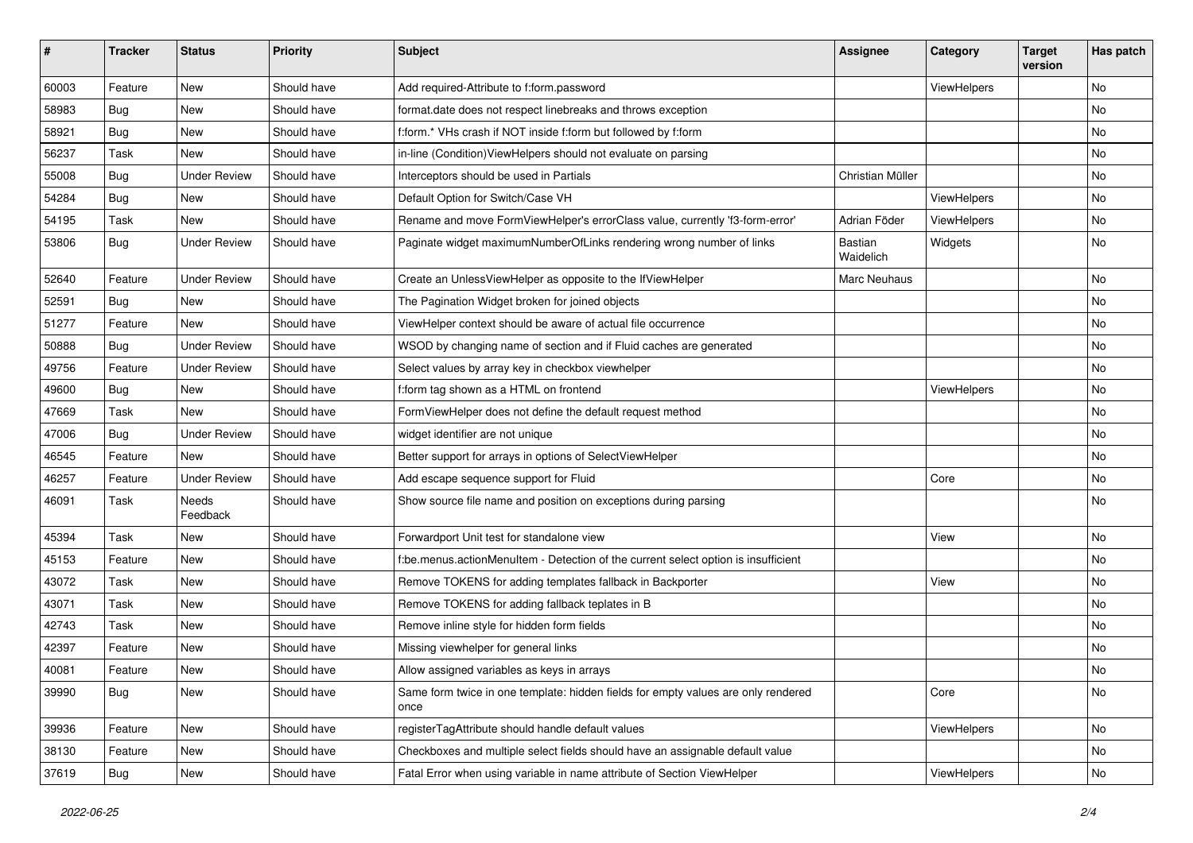| # | Tracker | Status | Priority | Subject | Assignee | Category | Target version | Has patch |
|---|---|---|---|---|---|---|---|---|
| 60003 | Feature | New | Should have | Add required-Attribute to f:form.password | | ViewHelpers | | No |
| 58983 | Bug | New | Should have | format.date does not respect linebreaks and throws exception | | | | No |
| 58921 | Bug | New | Should have | f:form.* VHs crash if NOT inside f:form but followed by f:form | | | | No |
| 56237 | Task | New | Should have | in-line (Condition)ViewHelpers should not evaluate on parsing | | | | No |
| 55008 | Bug | Under Review | Should have | Interceptors should be used in Partials | Christian Müller | | | No |
| 54284 | Bug | New | Should have | Default Option for Switch/Case VH | | ViewHelpers | | No |
| 54195 | Task | New | Should have | Rename and move FormViewHelper's errorClass value, currently 'f3-form-error' | Adrian Föder | ViewHelpers | | No |
| 53806 | Bug | Under Review | Should have | Paginate widget maximumNumberOfLinks rendering wrong number of links | Bastian Waidelich | Widgets | | No |
| 52640 | Feature | Under Review | Should have | Create an UnlessViewHelper as opposite to the IfViewHelper | Marc Neuhaus | | | No |
| 52591 | Bug | New | Should have | The Pagination Widget broken for joined objects | | | | No |
| 51277 | Feature | New | Should have | ViewHelper context should be aware of actual file occurrence | | | | No |
| 50888 | Bug | Under Review | Should have | WSOD by changing name of section and if Fluid caches are generated | | | | No |
| 49756 | Feature | Under Review | Should have | Select values by array key in checkbox viewhelper | | | | No |
| 49600 | Bug | New | Should have | f:form tag shown as a HTML on frontend | | ViewHelpers | | No |
| 47669 | Task | New | Should have | FormViewHelper does not define the default request method | | | | No |
| 47006 | Bug | Under Review | Should have | widget identifier are not unique | | | | No |
| 46545 | Feature | New | Should have | Better support for arrays in options of SelectViewHelper | | | | No |
| 46257 | Feature | Under Review | Should have | Add escape sequence support for Fluid | | Core | | No |
| 46091 | Task | Needs Feedback | Should have | Show source file name and position on exceptions during parsing | | | | No |
| 45394 | Task | New | Should have | Forwardport Unit test for standalone view | | View | | No |
| 45153 | Feature | New | Should have | f:be.menus.actionMenuItem - Detection of the current select option is insufficient | | | | No |
| 43072 | Task | New | Should have | Remove TOKENS for adding templates fallback in Backporter | | View | | No |
| 43071 | Task | New | Should have | Remove TOKENS for adding fallback teplates in B | | | | No |
| 42743 | Task | New | Should have | Remove inline style for hidden form fields | | | | No |
| 42397 | Feature | New | Should have | Missing viewhelper for general links | | | | No |
| 40081 | Feature | New | Should have | Allow assigned variables as keys in arrays | | | | No |
| 39990 | Bug | New | Should have | Same form twice in one template: hidden fields for empty values are only rendered once | | Core | | No |
| 39936 | Feature | New | Should have | registerTagAttribute should handle default values | | ViewHelpers | | No |
| 38130 | Feature | New | Should have | Checkboxes and multiple select fields should have an assignable default value | | | | No |
| 37619 | Bug | New | Should have | Fatal Error when using variable in name attribute of Section ViewHelper | | ViewHelpers | | No |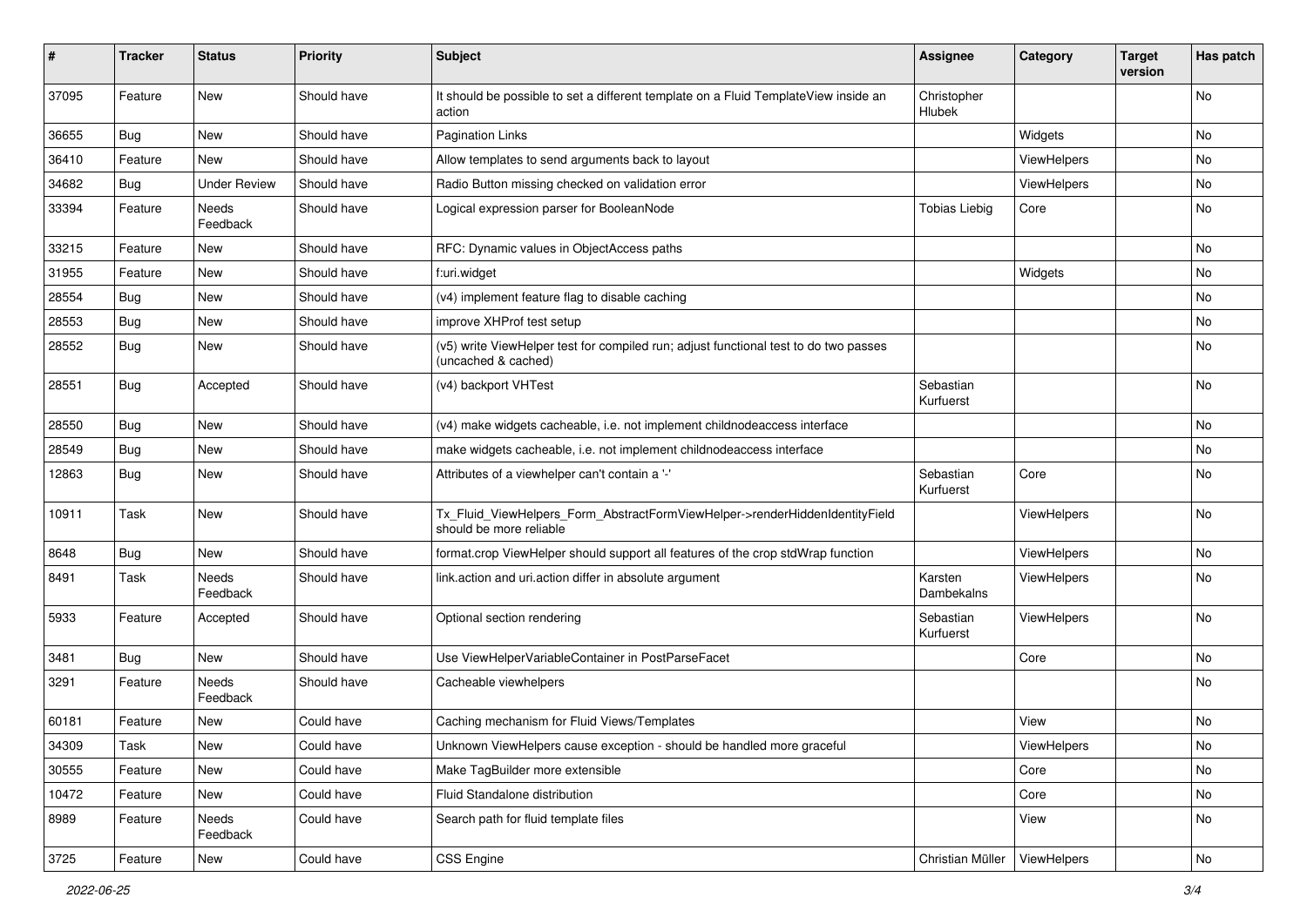| # | Tracker | Status | Priority | Subject | Assignee | Category | Target version | Has patch |
|---|---|---|---|---|---|---|---|---|
| 37095 | Feature | New | Should have | It should be possible to set a different template on a Fluid TemplateView inside an action | Christopher Hlubek | | | No |
| 36655 | Bug | New | Should have | Pagination Links | | Widgets | | No |
| 36410 | Feature | New | Should have | Allow templates to send arguments back to layout | | ViewHelpers | | No |
| 34682 | Bug | Under Review | Should have | Radio Button missing checked on validation error | | ViewHelpers | | No |
| 33394 | Feature | Needs Feedback | Should have | Logical expression parser for BooleanNode | Tobias Liebig | Core | | No |
| 33215 | Feature | New | Should have | RFC: Dynamic values in ObjectAccess paths | | | | No |
| 31955 | Feature | New | Should have | f:uri.widget | | Widgets | | No |
| 28554 | Bug | New | Should have | (v4) implement feature flag to disable caching | | | | No |
| 28553 | Bug | New | Should have | improve XHProf test setup | | | | No |
| 28552 | Bug | New | Should have | (v5) write ViewHelper test for compiled run; adjust functional test to do two passes (uncached & cached) | | | | No |
| 28551 | Bug | Accepted | Should have | (v4) backport VHTest | Sebastian Kurfuerst | | | No |
| 28550 | Bug | New | Should have | (v4) make widgets cacheable, i.e. not implement childnodeaccess interface | | | | No |
| 28549 | Bug | New | Should have | make widgets cacheable, i.e. not implement childnodeaccess interface | | | | No |
| 12863 | Bug | New | Should have | Attributes of a viewhelper can't contain a '-' | Sebastian Kurfuerst | Core | | No |
| 10911 | Task | New | Should have | Tx_Fluid_ViewHelpers_Form_AbstractFormViewHelper->renderHiddenIdentityField should be more reliable | | ViewHelpers | | No |
| 8648 | Bug | New | Should have | format.crop ViewHelper should support all features of the crop stdWrap function | | ViewHelpers | | No |
| 8491 | Task | Needs Feedback | Should have | link.action and uri.action differ in absolute argument | Karsten Dambekalns | ViewHelpers | | No |
| 5933 | Feature | Accepted | Should have | Optional section rendering | Sebastian Kurfuerst | ViewHelpers | | No |
| 3481 | Bug | New | Should have | Use ViewHelperVariableContainer in PostParseFacet | | Core | | No |
| 3291 | Feature | Needs Feedback | Should have | Cacheable viewhelpers | | | | No |
| 60181 | Feature | New | Could have | Caching mechanism for Fluid Views/Templates | | View | | No |
| 34309 | Task | New | Could have | Unknown ViewHelpers cause exception - should be handled more graceful | | ViewHelpers | | No |
| 30555 | Feature | New | Could have | Make TagBuilder more extensible | | Core | | No |
| 10472 | Feature | New | Could have | Fluid Standalone distribution | | Core | | No |
| 8989 | Feature | Needs Feedback | Could have | Search path for fluid template files | | View | | No |
| 3725 | Feature | New | Could have | CSS Engine | Christian Müller | ViewHelpers | | No |

2022-06-25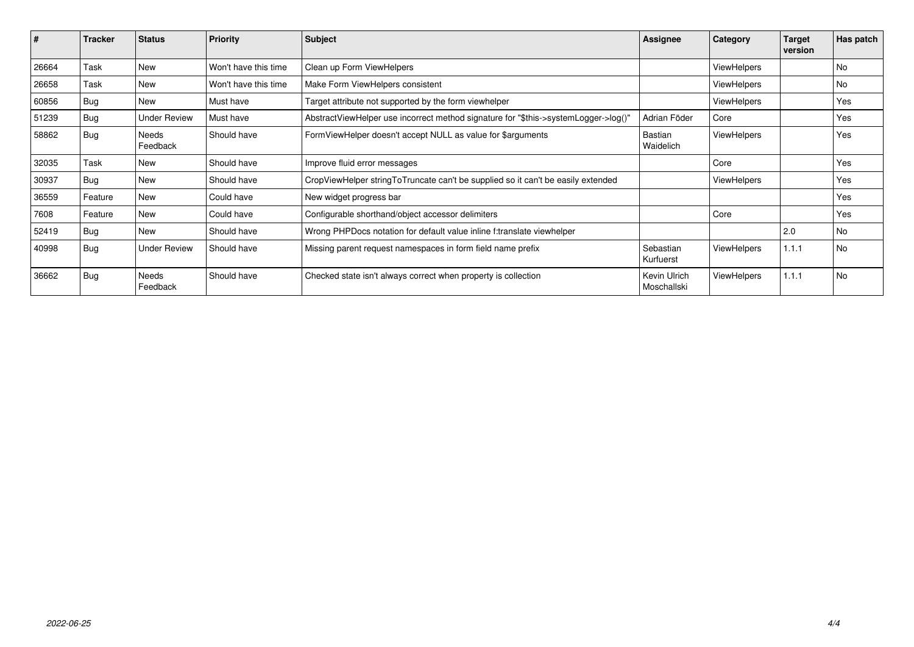| # | Tracker | Status | Priority | Subject | Assignee | Category | Target version | Has patch |
|---|---|---|---|---|---|---|---|---|
| 26664 | Task | New | Won't have this time | Clean up Form ViewHelpers | | ViewHelpers | | No |
| 26658 | Task | New | Won't have this time | Make Form ViewHelpers consistent | | ViewHelpers | | No |
| 60856 | Bug | New | Must have | Target attribute not supported by the form viewhelper | | ViewHelpers | | Yes |
| 51239 | Bug | Under Review | Must have | AbstractViewHelper use incorrect method signature for "$this->systemLogger->log()" | Adrian Föder | Core | | Yes |
| 58862 | Bug | Needs Feedback | Should have | FormViewHelper doesn't accept NULL as value for $arguments | Bastian Waidelich | ViewHelpers | | Yes |
| 32035 | Task | New | Should have | Improve fluid error messages | | Core | | Yes |
| 30937 | Bug | New | Should have | CropViewHelper stringToTruncate can't be supplied so it can't be easily extended | | ViewHelpers | | Yes |
| 36559 | Feature | New | Could have | New widget progress bar | | | | Yes |
| 7608 | Feature | New | Could have | Configurable shorthand/object accessor delimiters | | Core | | Yes |
| 52419 | Bug | New | Should have | Wrong PHPDocs notation for default value inline f:translate viewhelper | | | 2.0 | No |
| 40998 | Bug | Under Review | Should have | Missing parent request namespaces in form field name prefix | Sebastian Kurfuerst | ViewHelpers | 1.1.1 | No |
| 36662 | Bug | Needs Feedback | Should have | Checked state isn't always correct when property is collection | Kevin Ulrich Moschallski | ViewHelpers | 1.1.1 | No |